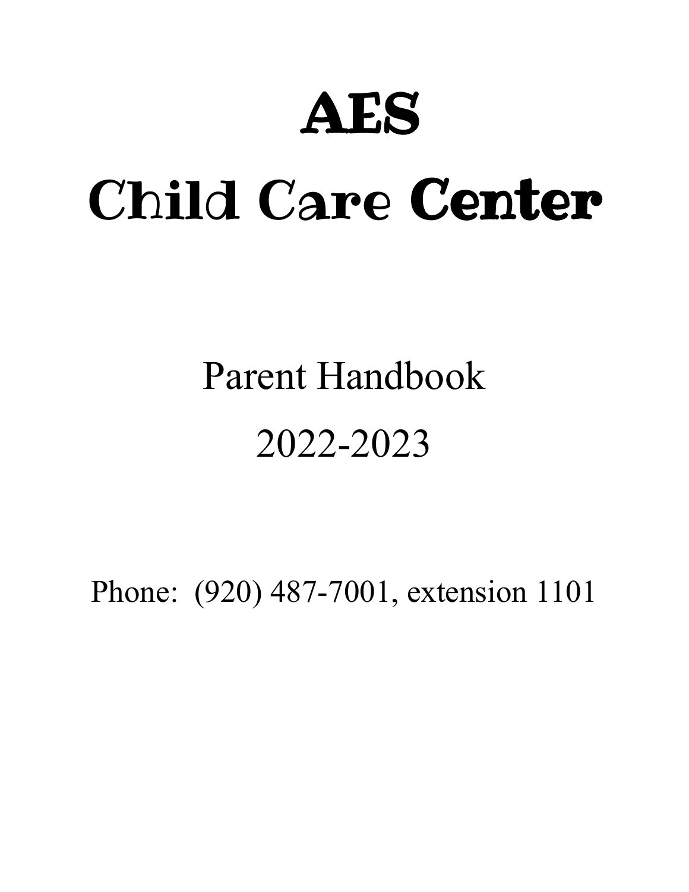# AES

# Child Care Center

## Parent Handbook

## 2022-2023

Phone: (920) 487-7001, extension 1101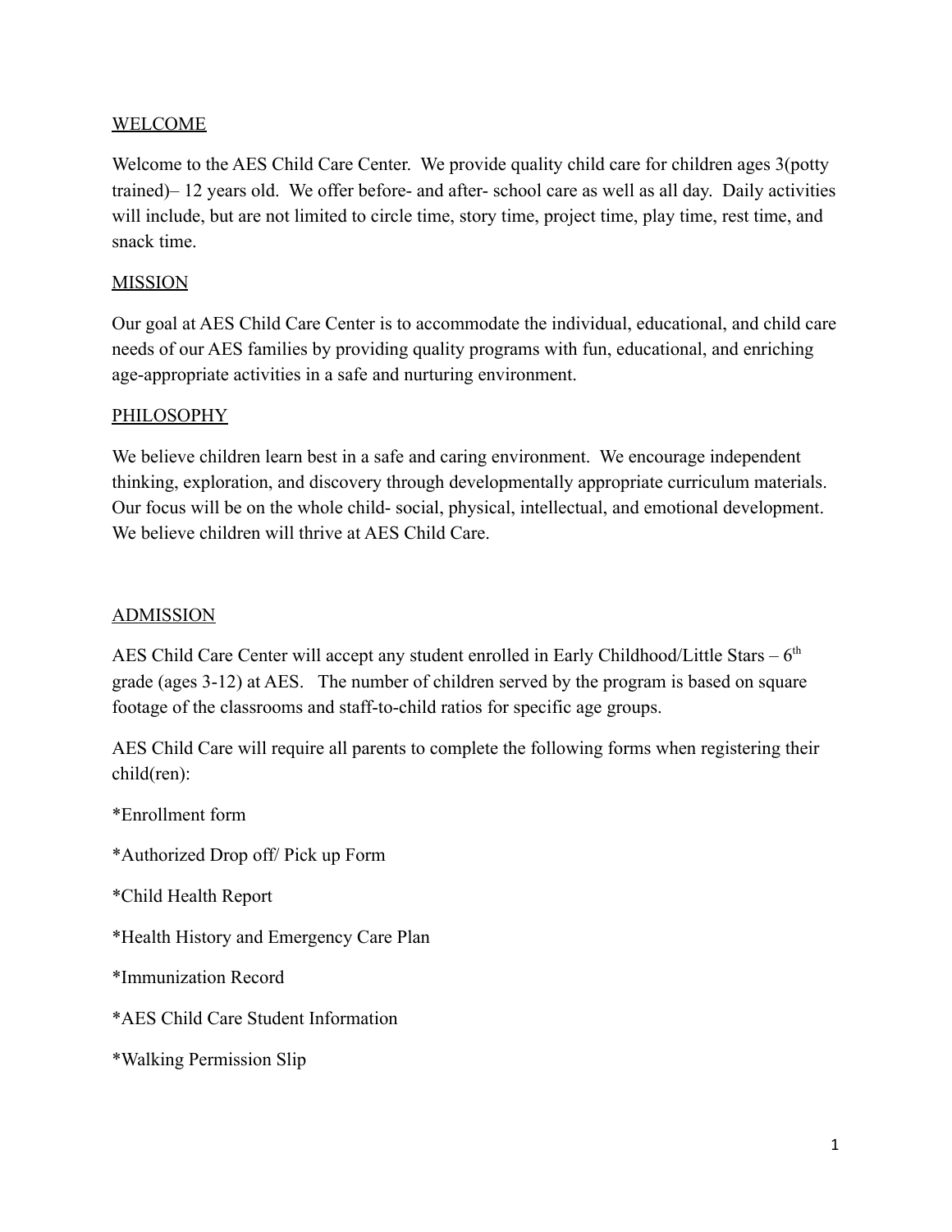## WELCOME

Welcome to the AES Child Care Center. We provide quality child care for children ages 3(potty trained)– 12 years old. We offer before- and after- school care as well as all day. Daily activities will include, but are not limited to circle time, story time, project time, play time, rest time, and snack time.

## MISSION

Our goal at AES Child Care Center is to accommodate the individual, educational, and child care needs of our AES families by providing quality programs with fun, educational, and enriching age-appropriate activities in a safe and nurturing environment.

## PHILOSOPHY

We believe children learn best in a safe and caring environment. We encourage independent thinking, exploration, and discovery through developmentally appropriate curriculum materials. Our focus will be on the whole child- social, physical, intellectual, and emotional development. We believe children will thrive at AES Child Care.

## ADMISSION

AES Child Care Center will accept any student enrolled in Early Childhood/Little Stars – 6th grade (ages 3-12) at AES. The number of children served by the program is based on square footage of the classrooms and staff-to-child ratios for specific age groups.

AES Child Care will require all parents to complete the following forms when registering their child(ren):

*Enrollment form

*Authorized Drop off/ Pick up Form

*Child Health Report

*Health History and Emergency Care Plan

*Immunization Record

*AES Child Care Student Information

*Walking Permission Slip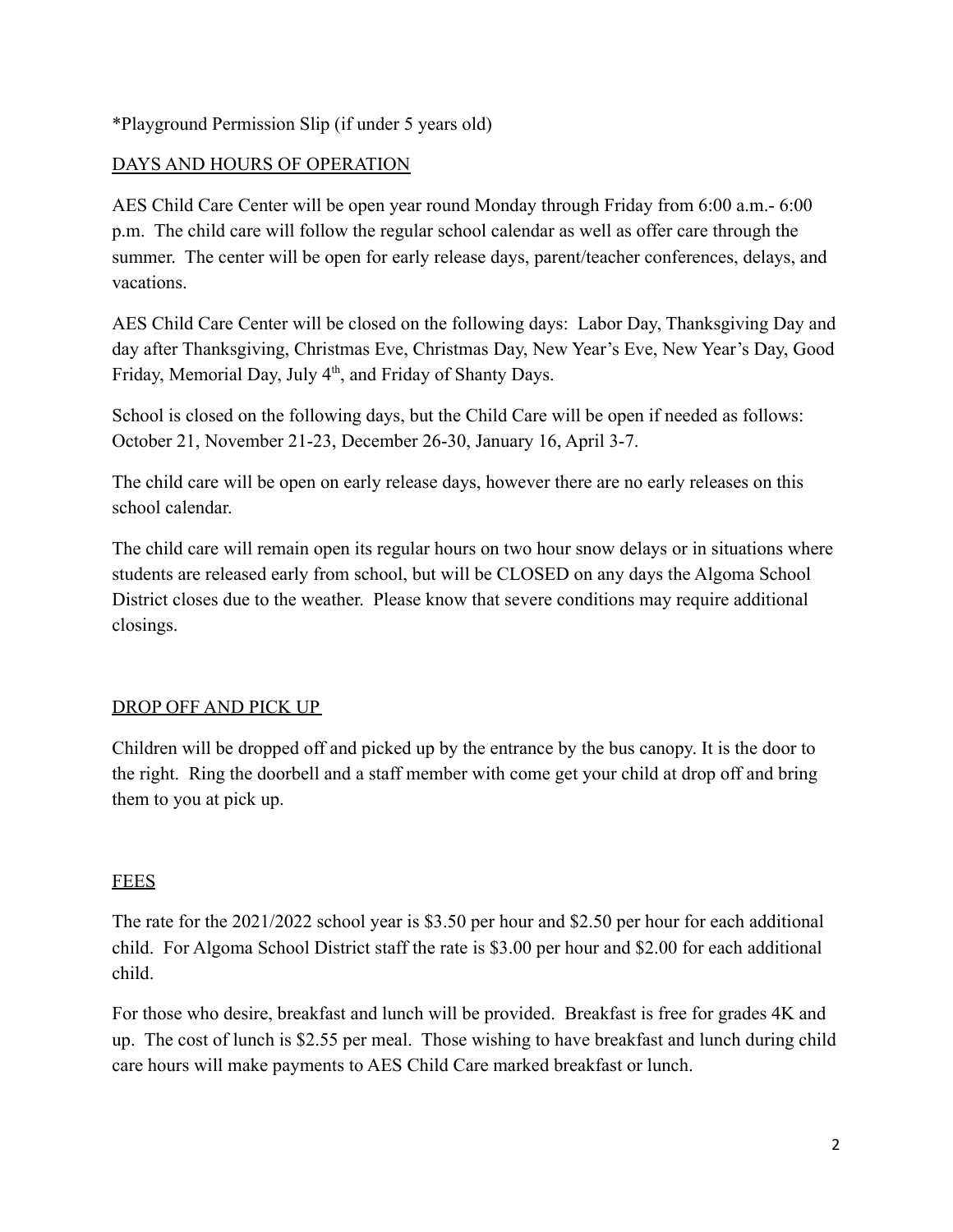*Playground Permission Slip (if under 5 years old)

## DAYS AND HOURS OF OPERATION

AES Child Care Center will be open year round Monday through Friday from 6:00 a.m.- 6:00 p.m. The child care will follow the regular school calendar as well as offer care through the summer. The center will be open for early release days, parent/teacher conferences, delays, and vacations.

AES Child Care Center will be closed on the following days: Labor Day, Thanksgiving Day and day after Thanksgiving, Christmas Eve, Christmas Day, New Year's Eve, New Year's Day, Good Friday, Memorial Day, July 4th, and Friday of Shanty Days.

School is closed on the following days, but the Child Care will be open if needed as follows: October 21, November 21-23, December 26-30, January 16, April 3-7.

The child care will be open on early release days, however there are no early releases on this school calendar.

The child care will remain open its regular hours on two hour snow delays or in situations where students are released early from school, but will be CLOSED on any days the Algoma School District closes due to the weather. Please know that severe conditions may require additional closings.

## DROP OFF AND PICK UP

Children will be dropped off and picked up by the entrance by the bus canopy. It is the door to the right. Ring the doorbell and a staff member with come get your child at drop off and bring them to you at pick up.

## FEES

The rate for the 2021/2022 school year is $3.50 per hour and $2.50 per hour for each additional child. For Algoma School District staff the rate is $3.00 per hour and $2.00 for each additional child.

For those who desire, breakfast and lunch will be provided. Breakfast is free for grades 4K and up. The cost of lunch is $2.55 per meal. Those wishing to have breakfast and lunch during child care hours will make payments to AES Child Care marked breakfast or lunch.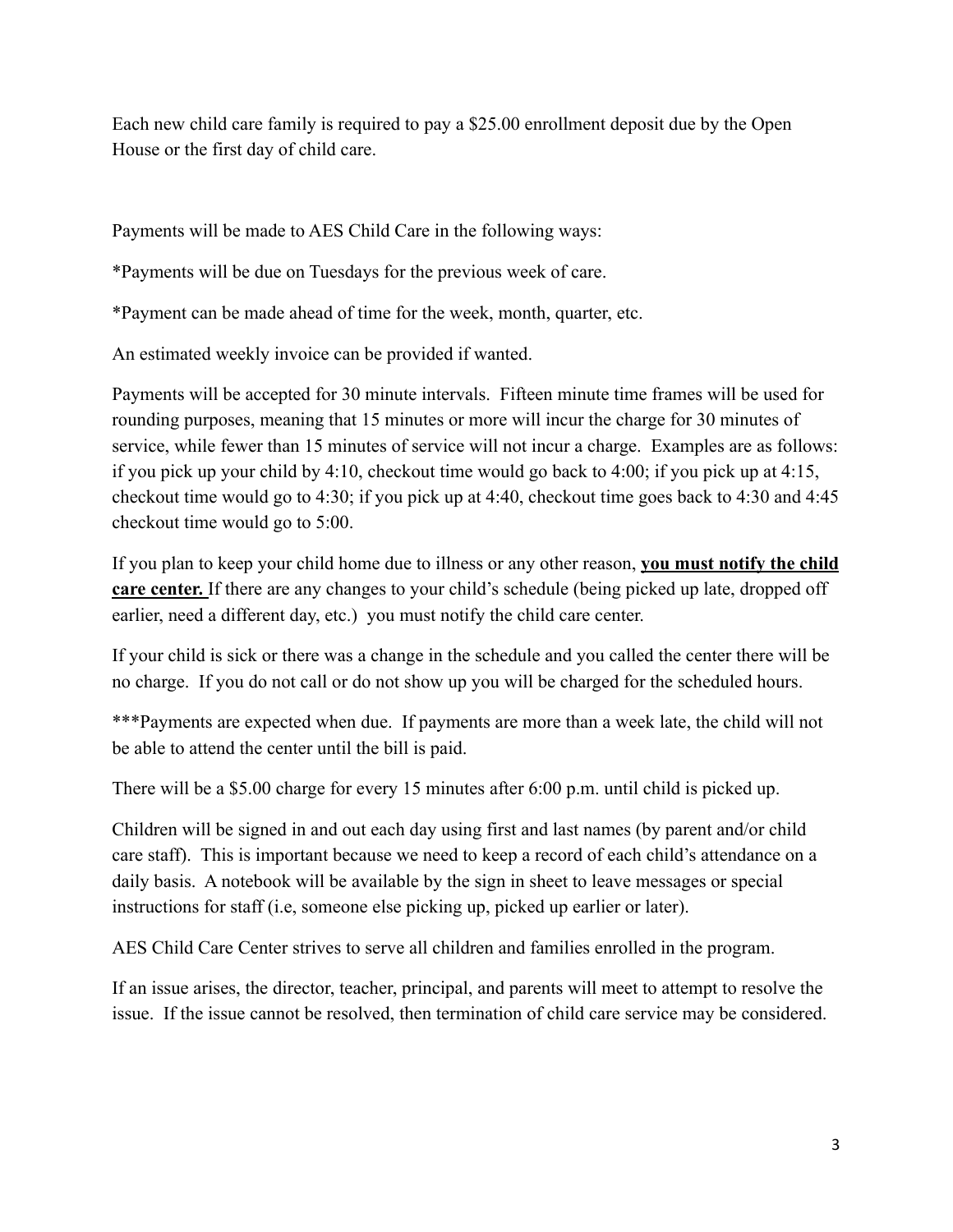Each new child care family is required to pay a $25.00 enrollment deposit due by the Open House or the first day of child care.

Payments will be made to AES Child Care in the following ways:

*Payments will be due on Tuesdays for the previous week of care.

*Payment can be made ahead of time for the week, month, quarter, etc.

An estimated weekly invoice can be provided if wanted.

Payments will be accepted for 30 minute intervals. Fifteen minute time frames will be used for rounding purposes, meaning that 15 minutes or more will incur the charge for 30 minutes of service, while fewer than 15 minutes of service will not incur a charge. Examples are as follows: if you pick up your child by 4:10, checkout time would go back to 4:00; if you pick up at 4:15, checkout time would go to 4:30; if you pick up at 4:40, checkout time goes back to 4:30 and 4:45 checkout time would go to 5:00.

If you plan to keep your child home due to illness or any other reason, **you must notify the child care center.** If there are any changes to your child's schedule (being picked up late, dropped off earlier, need a different day, etc.) you must notify the child care center.

If your child is sick or there was a change in the schedule and you called the center there will be no charge. If you do not call or do not show up you will be charged for the scheduled hours.

***Payments are expected when due. If payments are more than a week late, the child will not be able to attend the center until the bill is paid.

There will be a $5.00 charge for every 15 minutes after 6:00 p.m. until child is picked up.

Children will be signed in and out each day using first and last names (by parent and/or child care staff). This is important because we need to keep a record of each child's attendance on a daily basis. A notebook will be available by the sign in sheet to leave messages or special instructions for staff (i.e, someone else picking up, picked up earlier or later).

AES Child Care Center strives to serve all children and families enrolled in the program.

If an issue arises, the director, teacher, principal, and parents will meet to attempt to resolve the issue. If the issue cannot be resolved, then termination of child care service may be considered.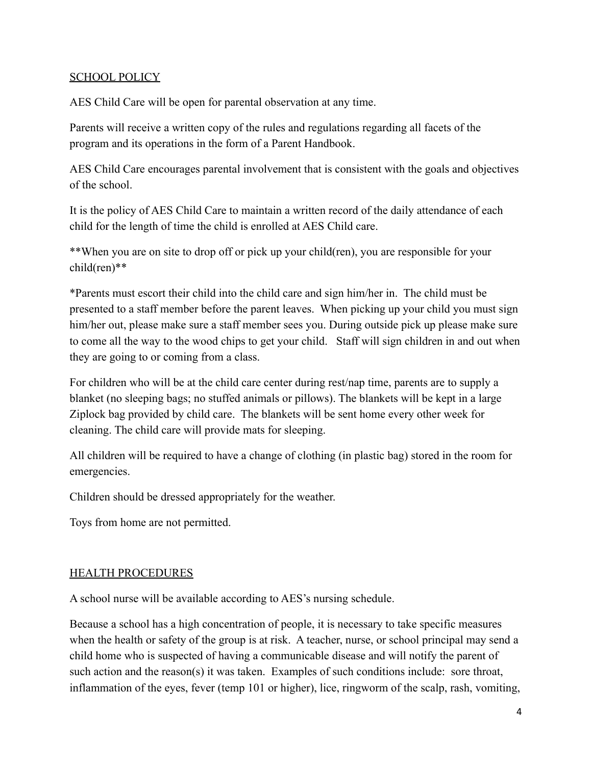## SCHOOL POLICY

AES Child Care will be open for parental observation at any time.

Parents will receive a written copy of the rules and regulations regarding all facets of the program and its operations in the form of a Parent Handbook.

AES Child Care encourages parental involvement that is consistent with the goals and objectives of the school.

It is the policy of AES Child Care to maintain a written record of the daily attendance of each child for the length of time the child is enrolled at AES Child care.

**When you are on site to drop off or pick up your child(ren), you are responsible for your child(ren)**

*Parents must escort their child into the child care and sign him/her in. The child must be presented to a staff member before the parent leaves. When picking up your child you must sign him/her out, please make sure a staff member sees you. During outside pick up please make sure to come all the way to the wood chips to get your child. Staff will sign children in and out when they are going to or coming from a class.

For children who will be at the child care center during rest/nap time, parents are to supply a blanket (no sleeping bags; no stuffed animals or pillows). The blankets will be kept in a large Ziplock bag provided by child care. The blankets will be sent home every other week for cleaning. The child care will provide mats for sleeping.

All children will be required to have a change of clothing (in plastic bag) stored in the room for emergencies.

Children should be dressed appropriately for the weather.

Toys from home are not permitted.

## HEALTH PROCEDURES

A school nurse will be available according to AES's nursing schedule.

Because a school has a high concentration of people, it is necessary to take specific measures when the health or safety of the group is at risk. A teacher, nurse, or school principal may send a child home who is suspected of having a communicable disease and will notify the parent of such action and the reason(s) it was taken. Examples of such conditions include: sore throat, inflammation of the eyes, fever (temp 101 or higher), lice, ringworm of the scalp, rash, vomiting,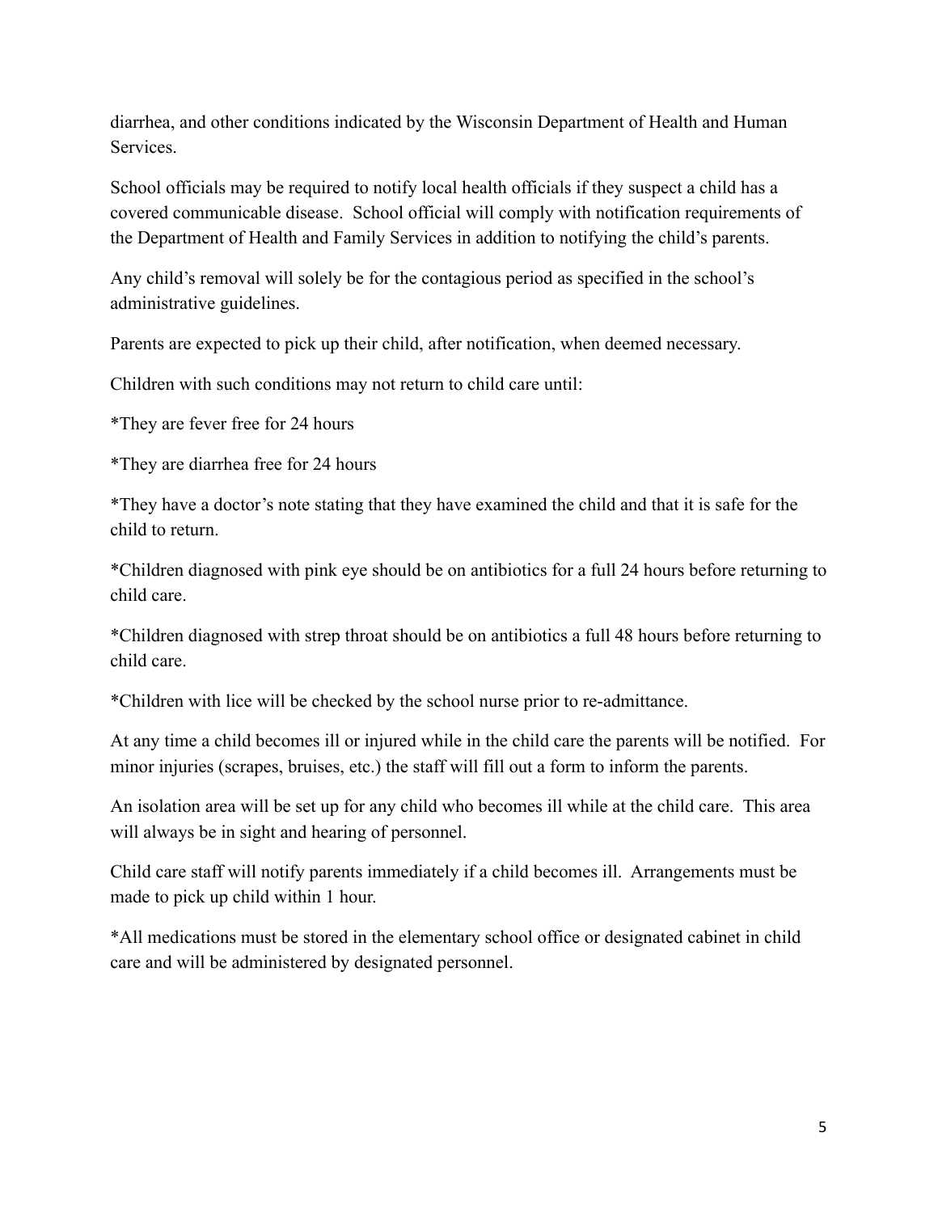diarrhea, and other conditions indicated by the Wisconsin Department of Health and Human Services.

School officials may be required to notify local health officials if they suspect a child has a covered communicable disease. School official will comply with notification requirements of the Department of Health and Family Services in addition to notifying the child's parents.

Any child's removal will solely be for the contagious period as specified in the school's administrative guidelines.

Parents are expected to pick up their child, after notification, when deemed necessary.

Children with such conditions may not return to child care until:

*They are fever free for 24 hours

*They are diarrhea free for 24 hours

*They have a doctor's note stating that they have examined the child and that it is safe for the child to return.

*Children diagnosed with pink eye should be on antibiotics for a full 24 hours before returning to child care.

*Children diagnosed with strep throat should be on antibiotics a full 48 hours before returning to child care.

*Children with lice will be checked by the school nurse prior to re-admittance.

At any time a child becomes ill or injured while in the child care the parents will be notified. For minor injuries (scrapes, bruises, etc.) the staff will fill out a form to inform the parents.

An isolation area will be set up for any child who becomes ill while at the child care. This area will always be in sight and hearing of personnel.

Child care staff will notify parents immediately if a child becomes ill. Arrangements must be made to pick up child within 1 hour.

*All medications must be stored in the elementary school office or designated cabinet in child care and will be administered by designated personnel.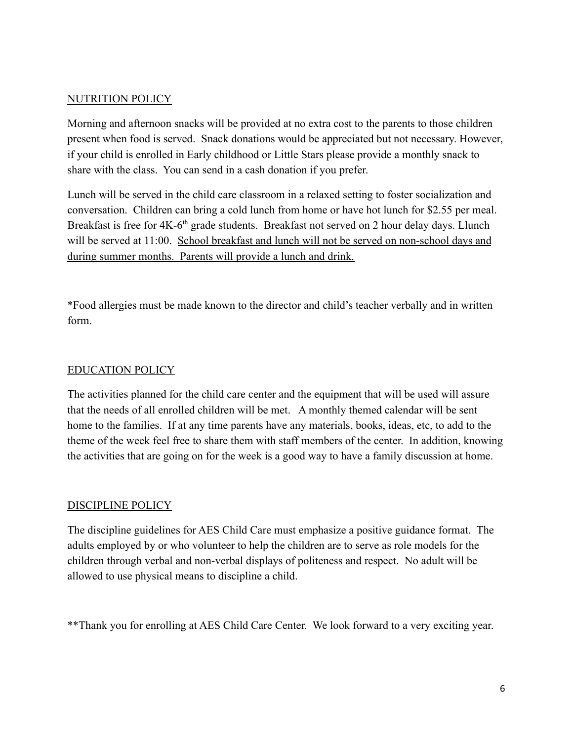## NUTRITION POLICY

Morning and afternoon snacks will be provided at no extra cost to the parents to those children present when food is served. Snack donations would be appreciated but not necessary. However, if your child is enrolled in Early childhood or Little Stars please provide a monthly snack to share with the class. You can send in a cash donation if you prefer.

Lunch will be served in the child care classroom in a relaxed setting to foster socialization and conversation. Children can bring a cold lunch from home or have hot lunch for $2.55 per meal. Breakfast is free for 4K-6th grade students. Breakfast not served on 2 hour delay days. Llunch will be served at 11:00. <u>School breakfast and lunch will not be served on non-school days and during summer months. Parents will provide a lunch and drink.</u>

*Food allergies must be made known to the director and child's teacher verbally and in written form.

## EDUCATION POLICY

The activities planned for the child care center and the equipment that will be used will assure that the needs of all enrolled children will be met. A monthly themed calendar will be sent home to the families. If at any time parents have any materials, books, ideas, etc, to add to the theme of the week feel free to share them with staff members of the center. In addition, knowing the activities that are going on for the week is a good way to have a family discussion at home.

## DISCIPLINE POLICY

The discipline guidelines for AES Child Care must emphasize a positive guidance format. The adults employed by or who volunteer to help the children are to serve as role models for the children through verbal and non-verbal displays of politeness and respect. No adult will be allowed to use physical means to discipline a child.

**Thank you for enrolling at AES Child Care Center. We look forward to a very exciting year.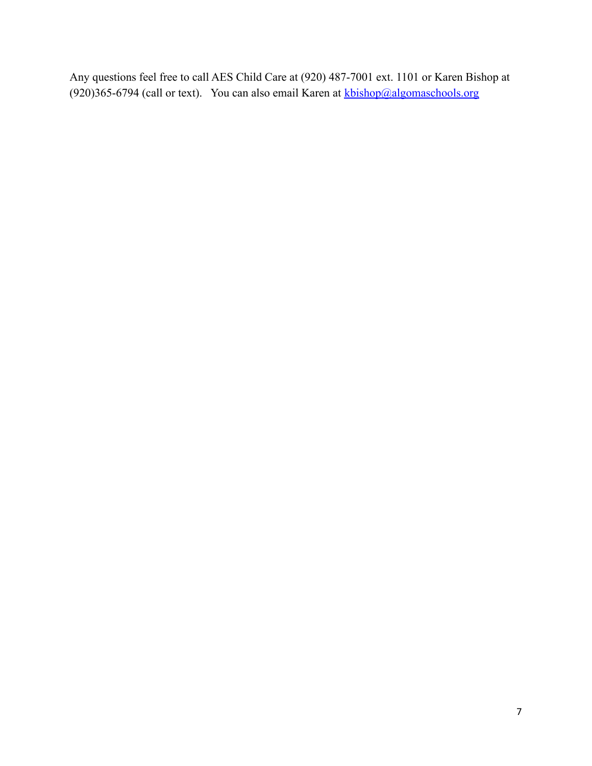Any questions feel free to call AES Child Care at (920) 487-7001 ext. 1101 or Karen Bishop at (920)365-6794 (call or text). You can also email Karen at [kbishop@algomaschools.org](mailto:kbishop@algomaschools.org)